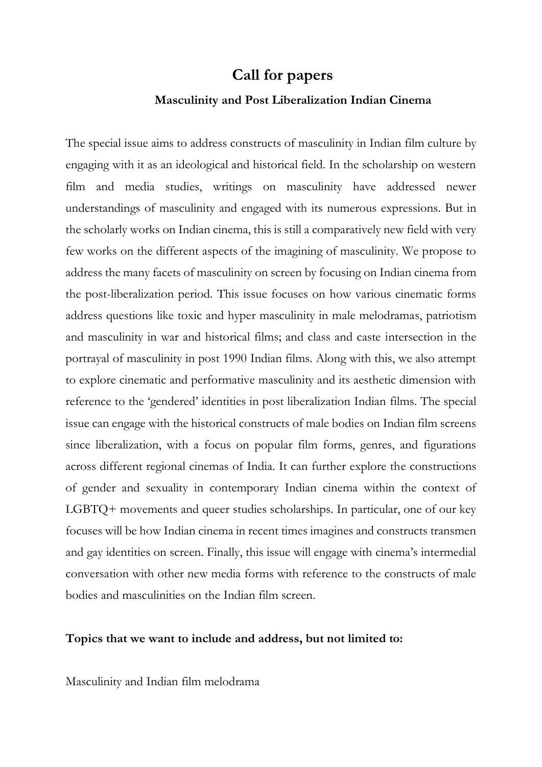# Call for papers

## Masculinity and Post Liberalization Indian Cinema

The special issue aims to address constructs of masculinity in Indian film culture by engaging with it as an ideological and historical field. In the scholarship on western film and media studies, writings on masculinity have addressed newer understandings of masculinity and engaged with its numerous expressions. But in the scholarly works on Indian cinema, this is still a comparatively new field with very few works on the different aspects of the imagining of masculinity. We propose to address the many facets of masculinity on screen by focusing on Indian cinema from the post-liberalization period. This issue focuses on how various cinematic forms address questions like toxic and hyper masculinity in male melodramas, patriotism and masculinity in war and historical films; and class and caste intersection in the portrayal of masculinity in post 1990 Indian films. Along with this, we also attempt to explore cinematic and performative masculinity and its aesthetic dimension with reference to the 'gendered' identities in post liberalization Indian films. The special issue can engage with the historical constructs of male bodies on Indian film screens since liberalization, with a focus on popular film forms, genres, and figurations across different regional cinemas of India. It can further explore the constructions of gender and sexuality in contemporary Indian cinema within the context of LGBTQ+ movements and queer studies scholarships. In particular, one of our key focuses will be how Indian cinema in recent times imagines and constructs transmen and gay identities on screen. Finally, this issue will engage with cinema's intermedial conversation with other new media forms with reference to the constructs of male bodies and masculinities on the Indian film screen.

**Topics that we want to include and address, but not limited to:**

Masculinity and Indian film melodrama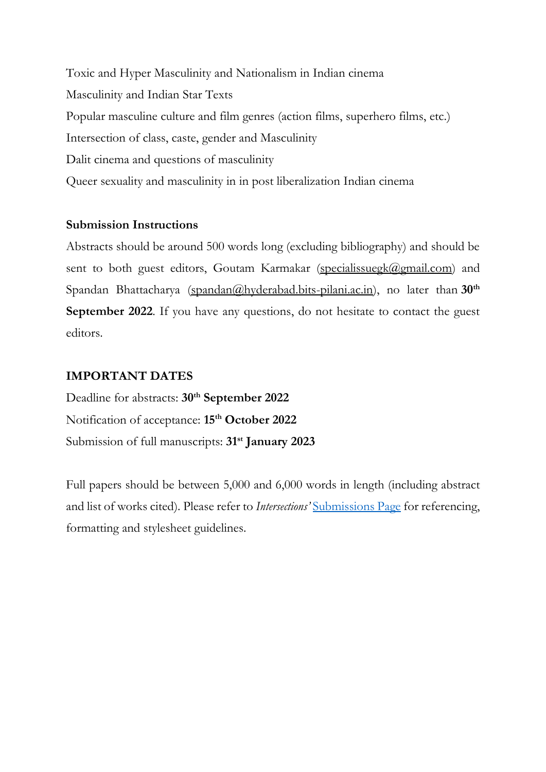Toxic and Hyper Masculinity and Nationalism in Indian cinema

Masculinity and Indian Star Texts

Popular masculine culture and film genres (action films, superhero films, etc.)

Intersection of class, caste, gender and Masculinity

Dalit cinema and questions of masculinity

Queer sexuality and masculinity in in post liberalization Indian cinema

**Submission Instructions**

Abstracts should be around 500 words long (excluding bibliography) and should be sent to both guest editors, Goutam Karmakar (specialissuegk@gmail.com) and Spandan Bhattacharya (spandan@hyderabad.bits-pilani.ac.in), no later than **30th September 2022**. If you have any questions, do not hesitate to contact the guest editors.

**IMPORTANT DATES**

Deadline for abstracts: **30th September 2022**

Notification of acceptance: **15th October 2022**

Submission of full manuscripts: **31st January 2023**

Full papers should be between 5,000 and 6,000 words in length (including abstract and list of works cited). Please refer to *Intersections'* Submissions Page for referencing, formatting and stylesheet guidelines.